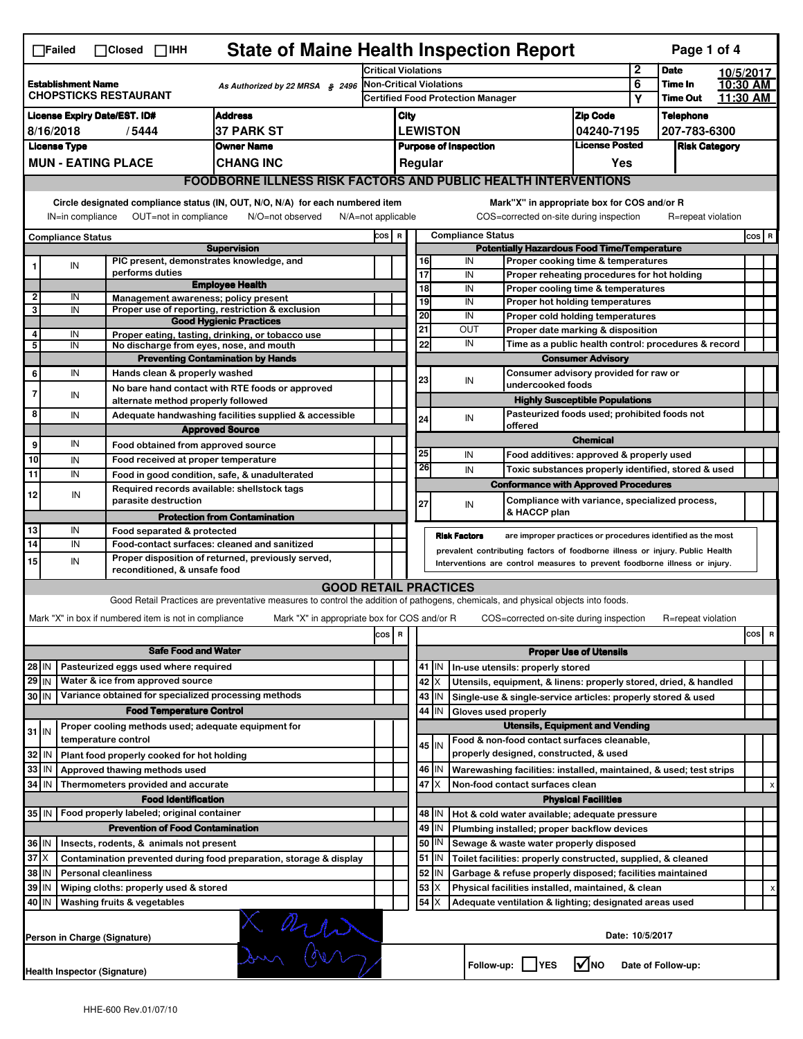☐Failed ☐Closed ☐IHH

# State of Maine Health Inspection Report

| Establishment Name | As Authorized by 22 MRSA § 2496 | | |
|---|---|---|---|
| CHOPSTICKS RESTAURANT | | | |
| Critical Violations | 2 | Date | 10/5/2017 |
| Non-Critical Violations | 6 | Time In | 10:30 AM |
| Certified Food Protection Manager | Y | Time Out | 11:30 AM |

| License Expiry Date/EST. ID# | Address | City | Zip Code | Telephone |
|---|---|---|---|---|
| 8/16/2018 / 5444 | 37 PARK ST | LEWISTON | 04240-7195 | 207-783-6300 |

| License Type | Owner Name | Purpose of Inspection | License Posted | Risk Category |
|---|---|---|---|---|
| MUN - EATING PLACE | CHANG INC | Regular | Yes | |

## FOODBORNE ILLNESS RISK FACTORS AND PUBLIC HEALTH INTERVENTIONS

Circle designated compliance status (IN, OUT, N/O, N/A) for each numbered item
IN=in compliance OUT=not in compliance N/O=not observed N/A=not applicable

Mark"X" in appropriate box for COS and/or R
COS=corrected on-site during inspection R=repeat violation

| # | Compliance Status | | COS | R |
|---|---|---|---|---|
| | | **Supervision** | | |
| 1 | IN | PIC present, demonstrates knowledge, and performs duties | | |
| | | **Employee Health** | | |
| 2 | IN | Management awareness; policy present | | |
| 3 | IN | Proper use of reporting, restriction & exclusion | | |
| | | **Good Hygienic Practices** | | |
| 4 | IN | Proper eating, tasting, drinking, or tobacco use | | |
| 5 | IN | No discharge from eyes, nose, and mouth | | |
| | | **Preventing Contamination by Hands** | | |
| 6 | IN | Hands clean & properly washed | | |
| 7 | IN | No bare hand contact with RTE foods or approved alternate method properly followed | | |
| 8 | IN | Adequate handwashing facilities supplied & accessible | | |
| | | **Approved Source** | | |
| 9 | IN | Food obtained from approved source | | |
| 10 | IN | Food received at proper temperature | | |
| 11 | IN | Food in good condition, safe, & unadulterated | | |
| 12 | IN | Required records available: shellstock tags parasite destruction | | |
| | | **Protection from Contamination** | | |
| 13 | IN | Food separated & protected | | |
| 14 | IN | Food-contact surfaces: cleaned and sanitized | | |
| 15 | IN | Proper disposition of returned, previously served, reconditioned, & unsafe food | | |
| | | **Potentially Hazardous Food Time/Temperature** | | |
| 16 | IN | Proper cooking time & temperatures | | |
| 17 | IN | Proper reheating procedures for hot holding | | |
| 18 | IN | Proper cooling time & temperatures | | |
| 19 | IN | Proper hot holding temperatures | | |
| 20 | IN | Proper cold holding temperatures | | |
| 21 | OUT | Proper date marking & disposition | | |
| 22 | IN | Time as a public health control: procedures & record | | |
| | | **Consumer Advisory** | | |
| 23 | IN | Consumer advisory provided for raw or undercooked foods | | |
| | | **Highly Susceptible Populations** | | |
| 24 | IN | Pasteurized foods used; prohibited foods not offered | | |
| | | **Chemical** | | |
| 25 | IN | Food additives: approved & properly used | | |
| 26 | IN | Toxic substances properly identified, stored & used | | |
| | | **Conformance with Approved Procedures** | | |
| 27 | IN | Compliance with variance, specialized process, & HACCP plan | | |

**Risk Factors** are improper practices or procedures identified as the most prevalent contributing factors of foodborne illness or injury. Public Health Interventions are control measures to prevent foodborne illness or injury.

## GOOD RETAIL PRACTICES

Good Retail Practices are preventative measures to control the addition of pathogens, chemicals, and physical objects into foods.

Mark "X" in box if numbered item is not in compliance Mark "X" in appropriate box for COS and/or R COS=corrected on-site during inspection R=repeat violation

| # | | | COS | R |
|---|---|---|---|---|
| | | **Safe Food and Water** | | |
| 28 | IN | Pasteurized eggs used where required | | |
| 29 | IN | Water & ice from approved source | | |
| 30 | IN | Variance obtained for specialized processing methods | | |
| | | **Food Temperature Control** | | |
| 31 | IN | Proper cooling methods used; adequate equipment for temperature control | | |
| 32 | IN | Plant food properly cooked for hot holding | | |
| 33 | IN | Approved thawing methods used | | |
| 34 | IN | Thermometers provided and accurate | | |
| | | **Food Identification** | | |
| 35 | IN | Food properly labeled; original container | | |
| | | **Prevention of Food Contamination** | | |
| 36 | IN | Insects, rodents, & animals not present | | |
| 37 | X | Contamination prevented during food preparation, storage & display | | |
| 38 | IN | Personal cleanliness | | |
| 39 | IN | Wiping cloths: properly used & stored | | |
| 40 | IN | Washing fruits & vegetables | | |
| | | **Proper Use of Utensils** | | |
| 41 | IN | In-use utensils: properly stored | | |
| 42 | X | Utensils, equipment, & linens: properly stored, dried, & handled | | |
| 43 | IN | Single-use & single-service articles: properly stored & used | | |
| 44 | IN | Gloves used properly | | |
| | | **Utensils, Equipment and Vending** | | |
| 45 | IN | Food & non-food contact surfaces cleanable, properly designed, constructed, & used | | |
| 46 | IN | Warewashing facilities: installed, maintained, & used; test strips | | |
| 47 | X | Non-food contact surfaces clean | | x |
| | | **Physical Facilities** | | |
| 48 | IN | Hot & cold water available; adequate pressure | | |
| 49 | IN | Plumbing installed; proper backflow devices | | |
| 50 | IN | Sewage & waste water properly disposed | | |
| 51 | IN | Toilet facilities: properly constructed, supplied, & cleaned | | |
| 52 | IN | Garbage & refuse properly disposed; facilities maintained | | |
| 53 | X | Physical facilities installed, maintained, & clean | | x |
| 54 | X | Adequate ventilation & lighting; designated areas used | | |

Person in Charge (Signature)

Date: 10/5/2017

Health Inspector (Signature)

Follow-up: ☐YES ☑NO Date of Follow-up:

HHE-600 Rev.01/07/10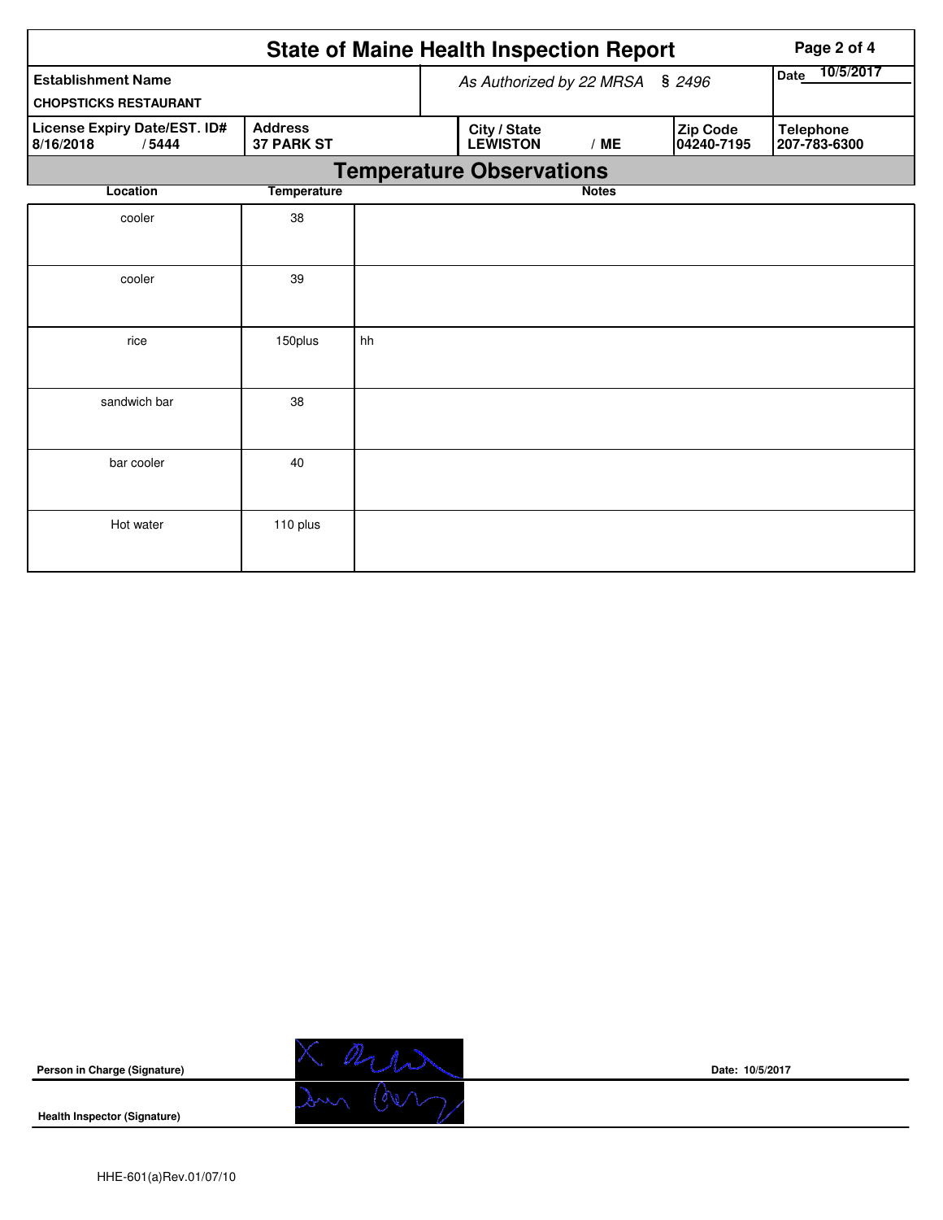# State of Maine Health Inspection Report

| Establishment Name | As Authorized by 22 MRSA § 2496 | Date 10/5/2017 |
|---|---|---|
| CHOPSTICKS RESTAURANT | | |

| License Expiry Date/EST. ID# | Address | City / State | Zip Code | Telephone |
|---|---|---|---|---|
| 8/16/2018 / 5444 | 37 PARK ST | LEWISTON / ME | 04240-7195 | 207-783-6300 |

## Temperature Observations

| Location | Temperature | Notes |
|---|---|---|
| cooler | 38 | |
| cooler | 39 | |
| rice | 150plus | hh |
| sandwich bar | 38 | |
| bar cooler | 40 | |
| Hot water | 110 plus | |

**Person in Charge (Signature)**

**Date:** 10/5/2017

**Health Inspector (Signature)**

HHE-601(a)Rev.01/07/10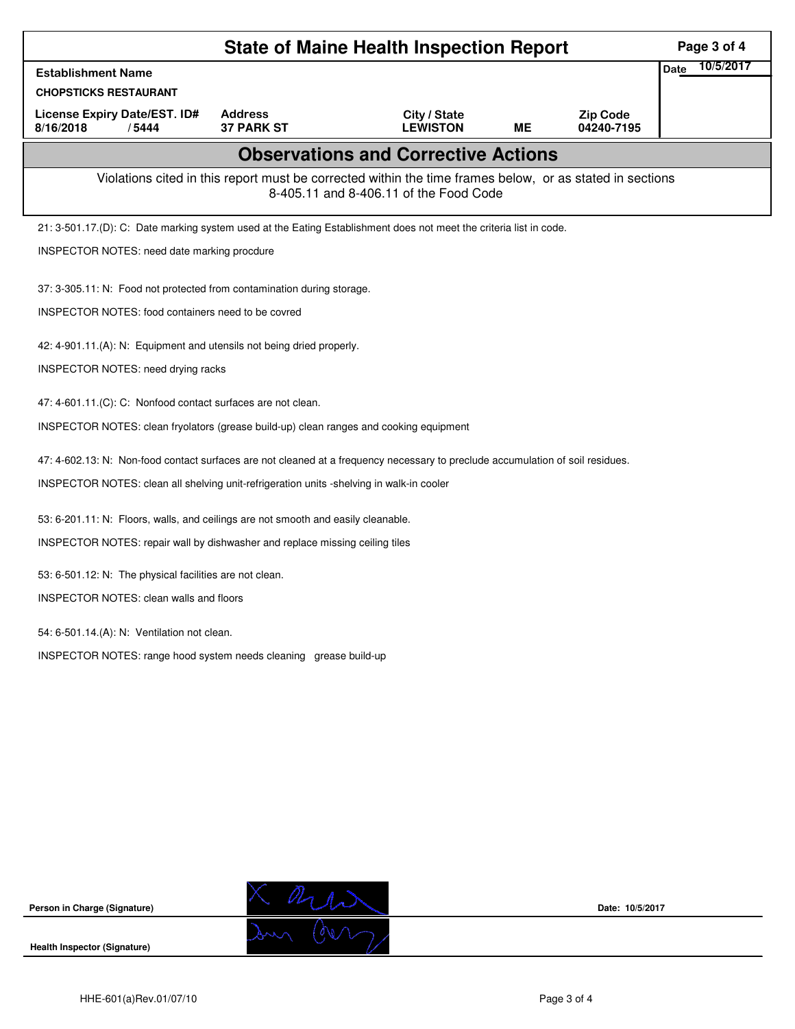# State of Maine Health Inspection Report

| Establishment Name | | | | | Date 10/5/2017 |
|---|---|---|---|---|---|
| CHOPSTICKS RESTAURANT | | | | | |
| License Expiry Date/EST. ID# | Address | City / State | | Zip Code | |
| 8/16/2018 / 5444 | 37 PARK ST | LEWISTON | ME | 04240-7195 | |

## Observations and Corrective Actions

Violations cited in this report must be corrected within the time frames below, or as stated in sections 8-405.11 and 8-406.11 of the Food Code

21: 3-501.17.(D): C: Date marking system used at the Eating Establishment does not meet the criteria list in code.

INSPECTOR NOTES: need date marking procdure

37: 3-305.11: N: Food not protected from contamination during storage.

INSPECTOR NOTES: food containers need to be covred

42: 4-901.11.(A): N: Equipment and utensils not being dried properly.

INSPECTOR NOTES: need drying racks

47: 4-601.11.(C): C: Nonfood contact surfaces are not clean.

INSPECTOR NOTES: clean fryolators (grease build-up) clean ranges and cooking equipment

47: 4-602.13: N: Non-food contact surfaces are not cleaned at a frequency necessary to preclude accumulation of soil residues.

INSPECTOR NOTES: clean all shelving unit-refrigeration units -shelving in walk-in cooler

53: 6-201.11: N: Floors, walls, and ceilings are not smooth and easily cleanable.

INSPECTOR NOTES: repair wall by dishwasher and replace missing ceiling tiles

53: 6-501.12: N: The physical facilities are not clean.

INSPECTOR NOTES: clean walls and floors

54: 6-501.14.(A): N: Ventilation not clean.

INSPECTOR NOTES: range hood system needs cleaning grease build-up

**Person in Charge (Signature)** Date: 10/5/2017

**Health Inspector (Signature)**

HHE-601(a)Rev.01/07/10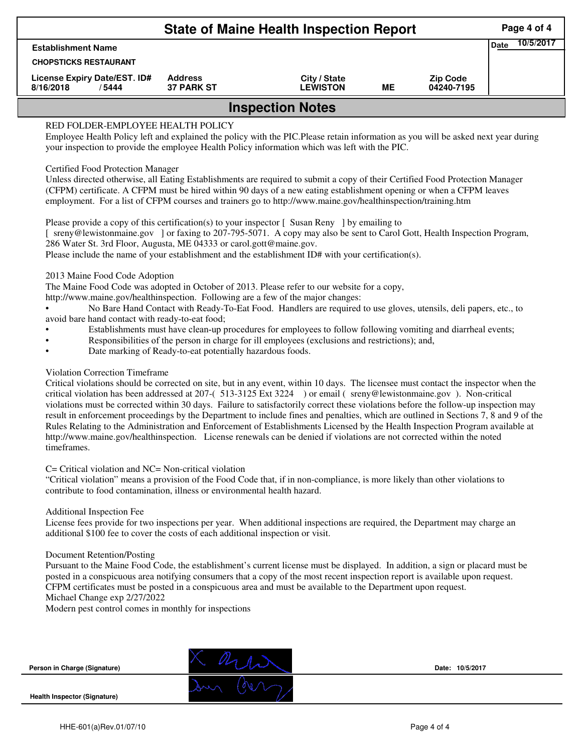# State of Maine Health Inspection Report

| Establishment Name | | | | | Date 10/5/2017 |
|---|---|---|---|---|---|
| CHOPSTICKS RESTAURANT | | | | | |
| License Expiry Date/EST. ID# | Address | City / State | | Zip Code | |
| 8/16/2018 / 5444 | 37 PARK ST | LEWISTON | ME | 04240-7195 | |

## Inspection Notes

RED FOLDER-EMPLOYEE HEALTH POLICY
Employee Health Policy left and explained the policy with the PIC.Please retain information as you will be asked next year during your inspection to provide the employee Health Policy information which was left with the PIC.

Certified Food Protection Manager
Unless directed otherwise, all Eating Establishments are required to submit a copy of their Certified Food Protection Manager (CFPM) certificate. A CFPM must be hired within 90 days of a new eating establishment opening or when a CFPM leaves employment. For a list of CFPM courses and trainers go to http://www.maine.gov/healthinspection/training.htm

Please provide a copy of this certification(s) to your inspector [ Susan Reny ] by emailing to
[ sreny@lewistonmaine.gov ] or faxing to 207-795-5071. A copy may also be sent to Carol Gott, Health Inspection Program, 286 Water St. 3rd Floor, Augusta, ME 04333 or carol.gott@maine.gov.
Please include the name of your establishment and the establishment ID# with your certification(s).

2013 Maine Food Code Adoption
The Maine Food Code was adopted in October of 2013. Please refer to our website for a copy,
http://www.maine.gov/healthinspection. Following are a few of the major changes:

- No Bare Hand Contact with Ready-To-Eat Food. Handlers are required to use gloves, utensils, deli papers, etc., to avoid bare hand contact with ready-to-eat food;
- Establishments must have clean-up procedures for employees to follow following vomiting and diarrheal events;
- Responsibilities of the person in charge for ill employees (exclusions and restrictions); and,
- Date marking of Ready-to-eat potentially hazardous foods.

Violation Correction Timeframe
Critical violations should be corrected on site, but in any event, within 10 days. The licensee must contact the inspector when the critical violation has been addressed at 207-( 513-3125 Ext 3224 ) or email ( sreny@lewistonmaine.gov ). Non-critical violations must be corrected within 30 days. Failure to satisfactorily correct these violations before the follow-up inspection may result in enforcement proceedings by the Department to include fines and penalties, which are outlined in Sections 7, 8 and 9 of the Rules Relating to the Administration and Enforcement of Establishments Licensed by the Health Inspection Program available at http://www.maine.gov/healthinspection. License renewals can be denied if violations are not corrected within the noted timeframes.

C= Critical violation and NC= Non-critical violation
"Critical violation" means a provision of the Food Code that, if in non-compliance, is more likely than other violations to contribute to food contamination, illness or environmental health hazard.

Additional Inspection Fee
License fees provide for two inspections per year. When additional inspections are required, the Department may charge an additional $100 fee to cover the costs of each additional inspection or visit.

Document Retention/Posting
Pursuant to the Maine Food Code, the establishment's current license must be displayed. In addition, a sign or placard must be posted in a conspicuous area notifying consumers that a copy of the most recent inspection report is available upon request. CFPM certificates must be posted in a conspicuous area and must be available to the Department upon request.
Michael Change exp 2/27/2022
Modern pest control comes in monthly for inspections

Person in Charge (Signature) Date: 10/5/2017

Health Inspector (Signature)

HHE-601(a)Rev.01/07/10